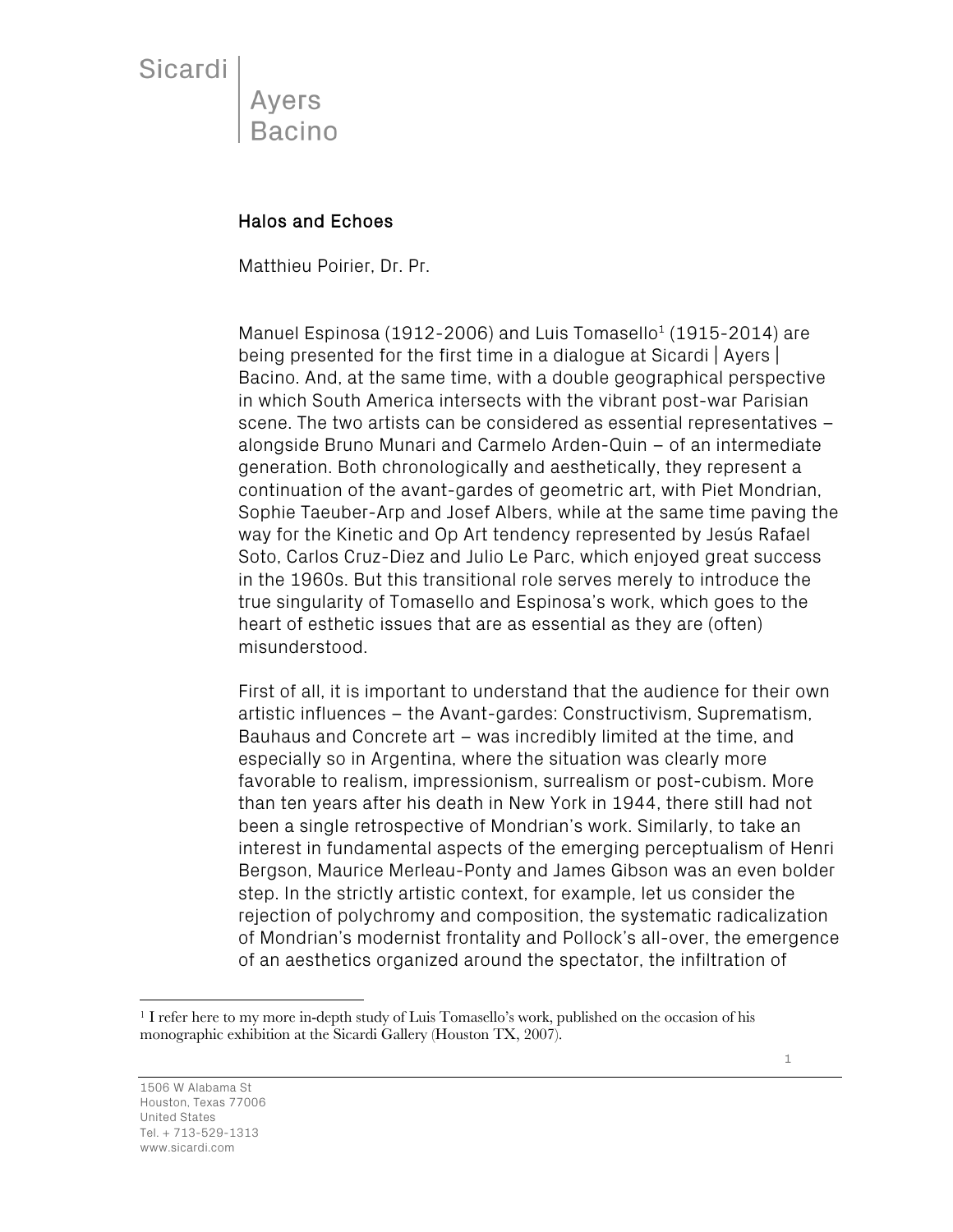# Halos and Echoes

Matthieu Poirier, Dr. Pr.

Manuel Espinosa (1912-2006) and Luis Tomasello[1] (1915-2014) are being presented for the first time in a dialogue at Sicardi | Ayers | Bacino. And, at the same time, with a double geographical perspective in which South America intersects with the vibrant post-war Parisian scene. The two artists can be considered as essential representatives – alongside Bruno Munari and Carmelo Arden-Quin – of an intermediate generation. Both chronologically and aesthetically, they represent a continuation of the avant-gardes of geometric art, with Piet Mondrian, Sophie Taeuber-Arp and Josef Albers, while at the same time paving the way for the Kinetic and Op Art tendency represented by Jesús Rafael Soto, Carlos Cruz-Diez and Julio Le Parc, which enjoyed great success in the 1960s. But this transitional role serves merely to introduce the true singularity of Tomasello and Espinosa's work, which goes to the heart of esthetic issues that are as essential as they are (often) misunderstood.

First of all, it is important to understand that the audience for their own artistic influences – the Avant-gardes: Constructivism, Suprematism, Bauhaus and Concrete art – was incredibly limited at the time, and especially so in Argentina, where the situation was clearly more favorable to realism, impressionism, surrealism or post-cubism. More than ten years after his death in New York in 1944, there still had not been a single retrospective of Mondrian's work. Similarly, to take an interest in fundamental aspects of the emerging perceptualism of Henri Bergson, Maurice Merleau-Ponty and James Gibson was an even bolder step. In the strictly artistic context, for example, let us consider the rejection of polychromy and composition, the systematic radicalization of Mondrian's modernist frontality and Pollock's all-over, the emergence of an aesthetics organized around the spectator, the infiltration of

[1] I refer here to my more in-depth study of Luis Tomasello's work, published on the occasion of his monographic exhibition at the Sicardi Gallery (Houston TX, 2007).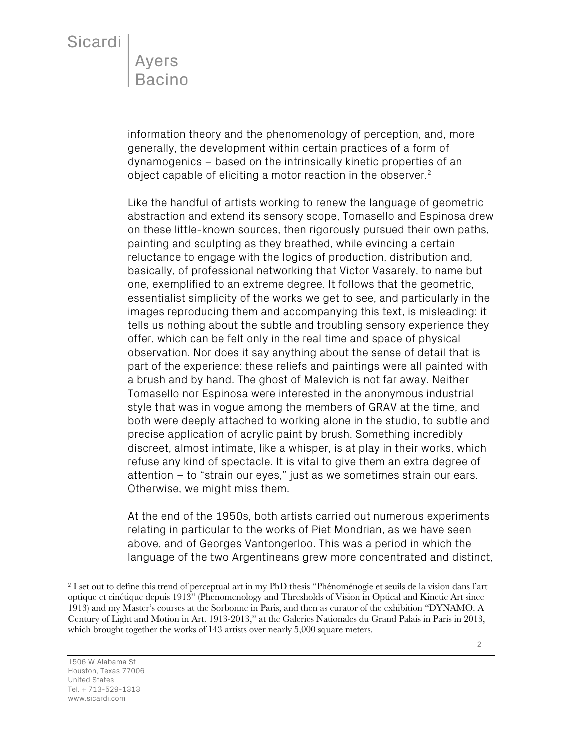information theory and the phenomenology of perception, and, more generally, the development within certain practices of a form of dynamogenics – based on the intrinsically kinetic properties of an object capable of eliciting a motor reaction in the observer.[2]

Like the handful of artists working to renew the language of geometric abstraction and extend its sensory scope, Tomasello and Espinosa drew on these little-known sources, then rigorously pursued their own paths, painting and sculpting as they breathed, while evincing a certain reluctance to engage with the logics of production, distribution and, basically, of professional networking that Victor Vasarely, to name but one, exemplified to an extreme degree. It follows that the geometric, essentialist simplicity of the works we get to see, and particularly in the images reproducing them and accompanying this text, is misleading: it tells us nothing about the subtle and troubling sensory experience they offer, which can be felt only in the real time and space of physical observation. Nor does it say anything about the sense of detail that is part of the experience: these reliefs and paintings were all painted with a brush and by hand. The ghost of Malevich is not far away. Neither Tomasello nor Espinosa were interested in the anonymous industrial style that was in vogue among the members of GRAV at the time, and both were deeply attached to working alone in the studio, to subtle and precise application of acrylic paint by brush. Something incredibly discreet, almost intimate, like a whisper, is at play in their works, which refuse any kind of spectacle. It is vital to give them an extra degree of attention – to "strain our eyes," just as we sometimes strain our ears. Otherwise, we might miss them.

At the end of the 1950s, both artists carried out numerous experiments relating in particular to the works of Piet Mondrian, as we have seen above, and of Georges Vantongerloo. This was a period in which the language of the two Argentineans grew more concentrated and distinct,

---

[2] I set out to define this trend of perceptual art in my PhD thesis "Phénoménogie et seuils de la vision dans l'art optique et cinétique depuis 1913" (Phenomenology and Thresholds of Vision in Optical and Kinetic Art since 1913) and my Master's courses at the Sorbonne in Paris, and then as curator of the exhibition "DYNAMO. A Century of Light and Motion in Art. 1913-2013," at the Galeries Nationales du Grand Palais in Paris in 2013, which brought together the works of 143 artists over nearly 5,000 square meters.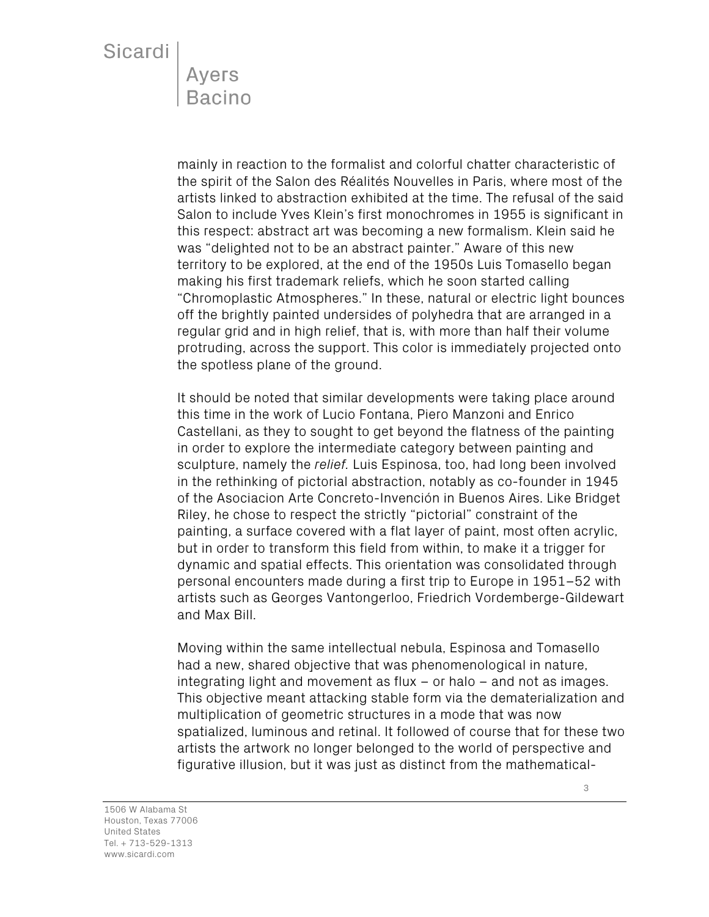mainly in reaction to the formalist and colorful chatter characteristic of the spirit of the Salon des Réalités Nouvelles in Paris, where most of the artists linked to abstraction exhibited at the time. The refusal of the said Salon to include Yves Klein's first monochromes in 1955 is significant in this respect: abstract art was becoming a new formalism. Klein said he was "delighted not to be an abstract painter." Aware of this new territory to be explored, at the end of the 1950s Luis Tomasello began making his first trademark reliefs, which he soon started calling "Chromoplastic Atmospheres." In these, natural or electric light bounces off the brightly painted undersides of polyhedra that are arranged in a regular grid and in high relief, that is, with more than half their volume protruding, across the support. This color is immediately projected onto the spotless plane of the ground.

It should be noted that similar developments were taking place around this time in the work of Lucio Fontana, Piero Manzoni and Enrico Castellani, as they to sought to get beyond the flatness of the painting in order to explore the intermediate category between painting and sculpture, namely the *relief*. Luis Espinosa, too, had long been involved in the rethinking of pictorial abstraction, notably as co-founder in 1945 of the Asociacion Arte Concreto-Invención in Buenos Aires. Like Bridget Riley, he chose to respect the strictly "pictorial" constraint of the painting, a surface covered with a flat layer of paint, most often acrylic, but in order to transform this field from within, to make it a trigger for dynamic and spatial effects. This orientation was consolidated through personal encounters made during a first trip to Europe in 1951–52 with artists such as Georges Vantongerloo, Friedrich Vordemberge-Gildewart and Max Bill.

Moving within the same intellectual nebula, Espinosa and Tomasello had a new, shared objective that was phenomenological in nature, integrating light and movement as flux – or halo – and not as images. This objective meant attacking stable form via the dematerialization and multiplication of geometric structures in a mode that was now spatialized, luminous and retinal. It followed of course that for these two artists the artwork no longer belonged to the world of perspective and figurative illusion, but it was just as distinct from the mathematical-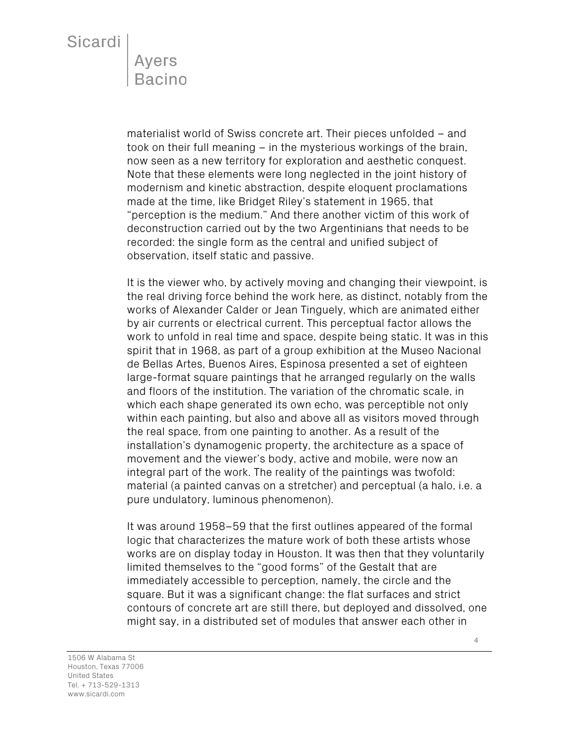materialist world of Swiss concrete art. Their pieces unfolded – and took on their full meaning – in the mysterious workings of the brain, now seen as a new territory for exploration and aesthetic conquest. Note that these elements were long neglected in the joint history of modernism and kinetic abstraction, despite eloquent proclamations made at the time, like Bridget Riley's statement in 1965, that "perception is the medium." And there another victim of this work of deconstruction carried out by the two Argentinians that needs to be recorded: the single form as the central and unified subject of observation, itself static and passive.

It is the viewer who, by actively moving and changing their viewpoint, is the real driving force behind the work here, as distinct, notably from the works of Alexander Calder or Jean Tinguely, which are animated either by air currents or electrical current. This perceptual factor allows the work to unfold in real time and space, despite being static. It was in this spirit that in 1968, as part of a group exhibition at the Museo Nacional de Bellas Artes, Buenos Aires, Espinosa presented a set of eighteen large-format square paintings that he arranged regularly on the walls and floors of the institution. The variation of the chromatic scale, in which each shape generated its own echo, was perceptible not only within each painting, but also and above all as visitors moved through the real space, from one painting to another. As a result of the installation's dynamogenic property, the architecture as a space of movement and the viewer's body, active and mobile, were now an integral part of the work. The reality of the paintings was twofold: material (a painted canvas on a stretcher) and perceptual (a halo, i.e. a pure undulatory, luminous phenomenon).

It was around 1958–59 that the first outlines appeared of the formal logic that characterizes the mature work of both these artists whose works are on display today in Houston. It was then that they voluntarily limited themselves to the "good forms" of the Gestalt that are immediately accessible to perception, namely, the circle and the square. But it was a significant change: the flat surfaces and strict contours of concrete art are still there, but deployed and dissolved, one might say, in a distributed set of modules that answer each other in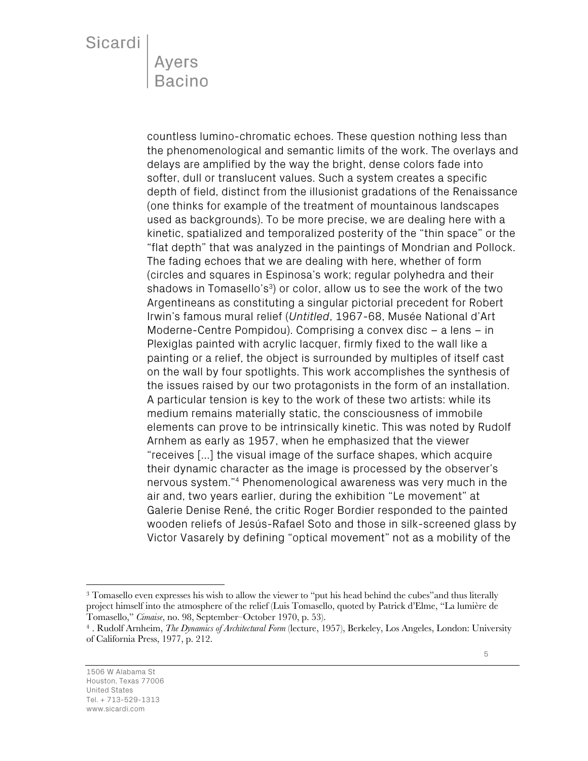countless lumino-chromatic echoes. These question nothing less than the phenomenological and semantic limits of the work. The overlays and delays are amplified by the way the bright, dense colors fade into softer, dull or translucent values. Such a system creates a specific depth of field, distinct from the illusionist gradations of the Renaissance (one thinks for example of the treatment of mountainous landscapes used as backgrounds). To be more precise, we are dealing here with a kinetic, spatialized and temporalized posterity of the "thin space" or the "flat depth" that was analyzed in the paintings of Mondrian and Pollock. The fading echoes that we are dealing with here, whether of form (circles and squares in Espinosa's work; regular polyhedra and their shadows in Tomasello's[3]) or color, allow us to see the work of the two Argentineans as constituting a singular pictorial precedent for Robert Irwin's famous mural relief (*Untitled*, 1967-68, Musée National d'Art Moderne-Centre Pompidou). Comprising a convex disc – a lens – in Plexiglas painted with acrylic lacquer, firmly fixed to the wall like a painting or a relief, the object is surrounded by multiples of itself cast on the wall by four spotlights. This work accomplishes the synthesis of the issues raised by our two protagonists in the form of an installation. A particular tension is key to the work of these two artists: while its medium remains materially static, the consciousness of immobile elements can prove to be intrinsically kinetic. This was noted by Rudolf Arnhem as early as 1957, when he emphasized that the viewer "receives [...] the visual image of the surface shapes, which acquire their dynamic character as the image is processed by the observer's nervous system."[4] Phenomenological awareness was very much in the air and, two years earlier, during the exhibition "Le movement" at Galerie Denise René, the critic Roger Bordier responded to the painted wooden reliefs of Jesús-Rafael Soto and those in silk-screened glass by Victor Vasarely by defining "optical movement" not as a mobility of the

---

[3] Tomasello even expresses his wish to allow the viewer to "put his head behind the cubes"and thus literally project himself into the atmosphere of the relief (Luis Tomasello, quoted by Patrick d'Elme, "La lumière de Tomasello," *Cimaise*, no. 98, September–October 1970, p. 53).

[4] . Rudolf Arnheim, *The Dynamics of Architectural Form* (lecture, 1957), Berkeley, Los Angeles, London: University of California Press, 1977, p. 212.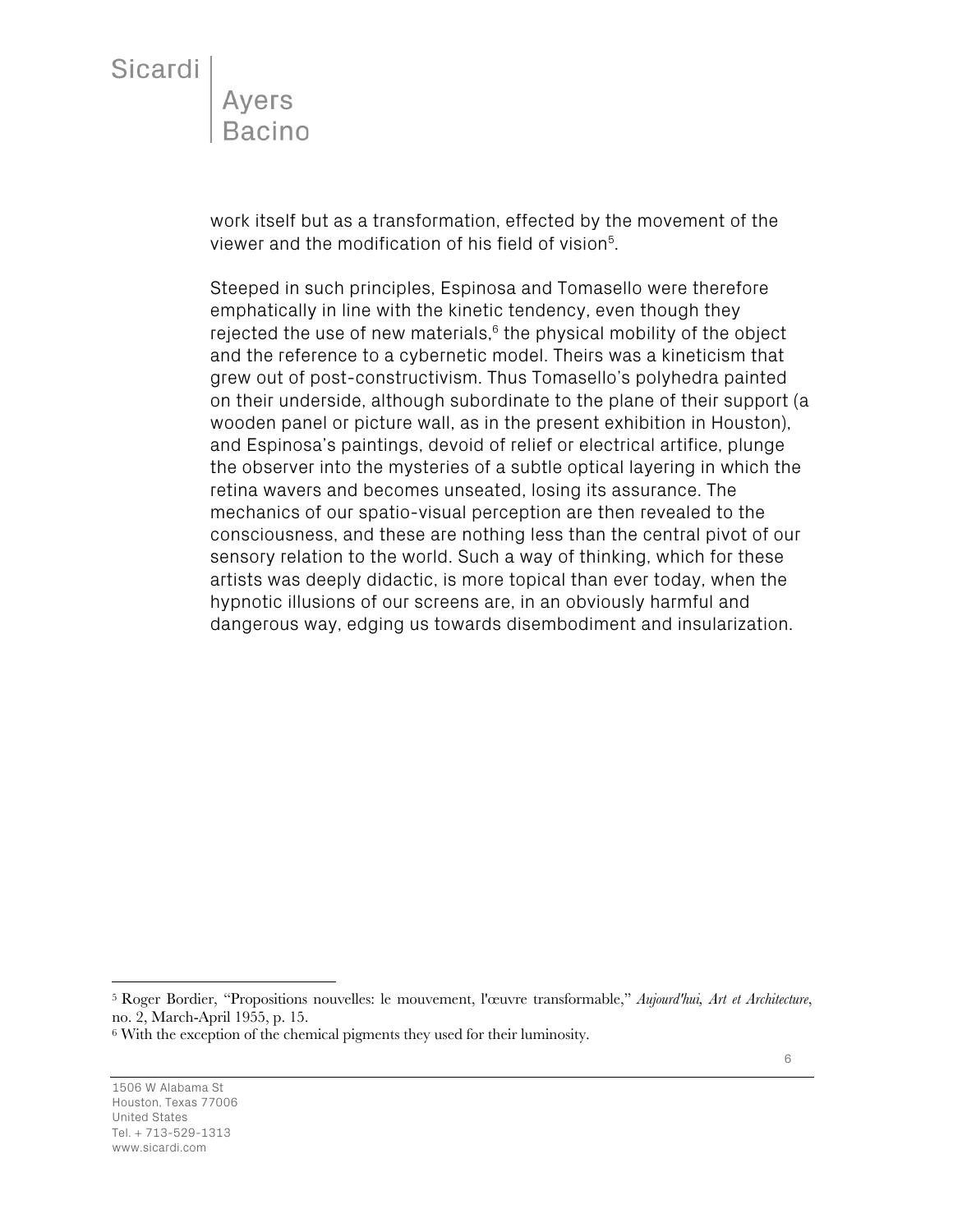work itself but as a transformation, effected by the movement of the viewer and the modification of his field of vision[5].

Steeped in such principles, Espinosa and Tomasello were therefore emphatically in line with the kinetic tendency, even though they rejected the use of new materials,[6] the physical mobility of the object and the reference to a cybernetic model. Theirs was a kineticism that grew out of post-constructivism. Thus Tomasello's polyhedra painted on their underside, although subordinate to the plane of their support (a wooden panel or picture wall, as in the present exhibition in Houston), and Espinosa's paintings, devoid of relief or electrical artifice, plunge the observer into the mysteries of a subtle optical layering in which the retina wavers and becomes unseated, losing its assurance. The mechanics of our spatio-visual perception are then revealed to the consciousness, and these are nothing less than the central pivot of our sensory relation to the world. Such a way of thinking, which for these artists was deeply didactic, is more topical than ever today, when the hypnotic illusions of our screens are, in an obviously harmful and dangerous way, edging us towards disembodiment and insularization.

---

[5] Roger Bordier, "Propositions nouvelles: le mouvement, l'œuvre transformable," *Aujourd'hui, Art et Architecture*, no. 2, March-April 1955, p. 15.

[6] With the exception of the chemical pigments they used for their luminosity.